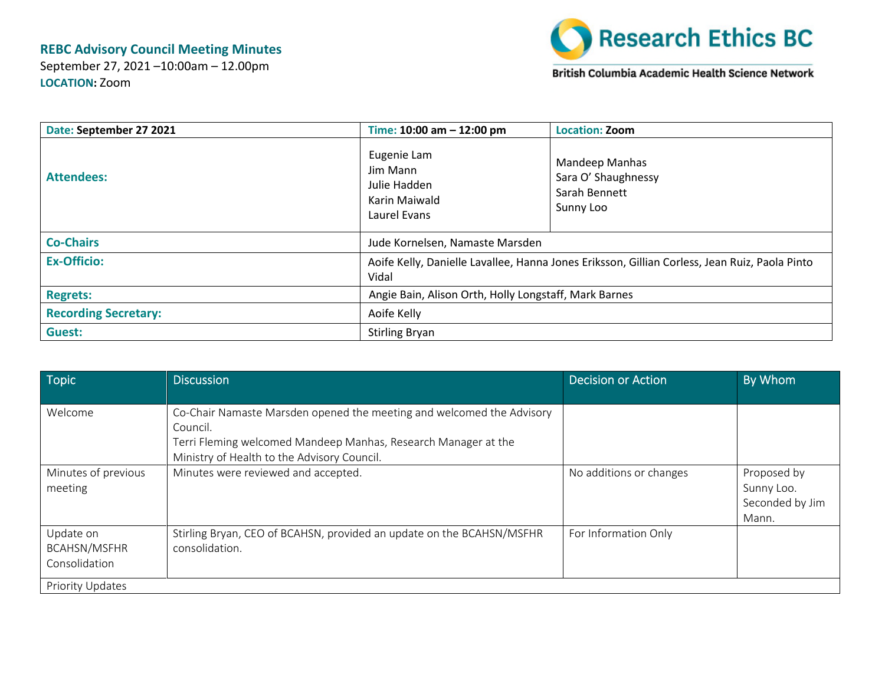**REBC Advisory Council Meeting Minutes**
September 27, 2021 –10:00am – 12.00pm
**LOCATION:** Zoom

Research Ethics BC
British Columbia Academic Health Science Network

| **Date: September 27 2021** | **Time: 10:00 am – 12:00 pm** | **Location: Zoom** |
|---|---|---|
| **Attendees:** | Eugenie Lam<br>Jim Mann<br>Julie Hadden<br>Karin Maiwald<br>Laurel Evans | Mandeep Manhas<br>Sara O' Shaughnessy<br>Sarah Bennett<br>Sunny Loo |
| **Co-Chairs** | Jude Kornelsen, Namaste Marsden | |
| **Ex-Officio:** | Aoife Kelly, Danielle Lavallee, Hanna Jones Eriksson, Gillian Corless, Jean Ruiz, Paola Pinto Vidal | |
| **Regrets:** | Angie Bain, Alison Orth, Holly Longstaff, Mark Barnes | |
| **Recording Secretary:** | Aoife Kelly | |
| **Guest:** | Stirling Bryan | |

| Topic | Discussion | Decision or Action | By Whom |
|---|---|---|---|
| Welcome | Co-Chair Namaste Marsden opened the meeting and welcomed the Advisory Council.<br>Terri Fleming welcomed Mandeep Manhas, Research Manager at the Ministry of Health to the Advisory Council. | | |
| Minutes of previous meeting | Minutes were reviewed and accepted. | No additions or changes | Proposed by Sunny Loo. Seconded by Jim Mann. |
| Update on BCAHSN/MSFHR Consolidation | Stirling Bryan, CEO of BCAHSN, provided an update on the BCAHSN/MSFHR consolidation. | For Information Only | |
| Priority Updates | | | |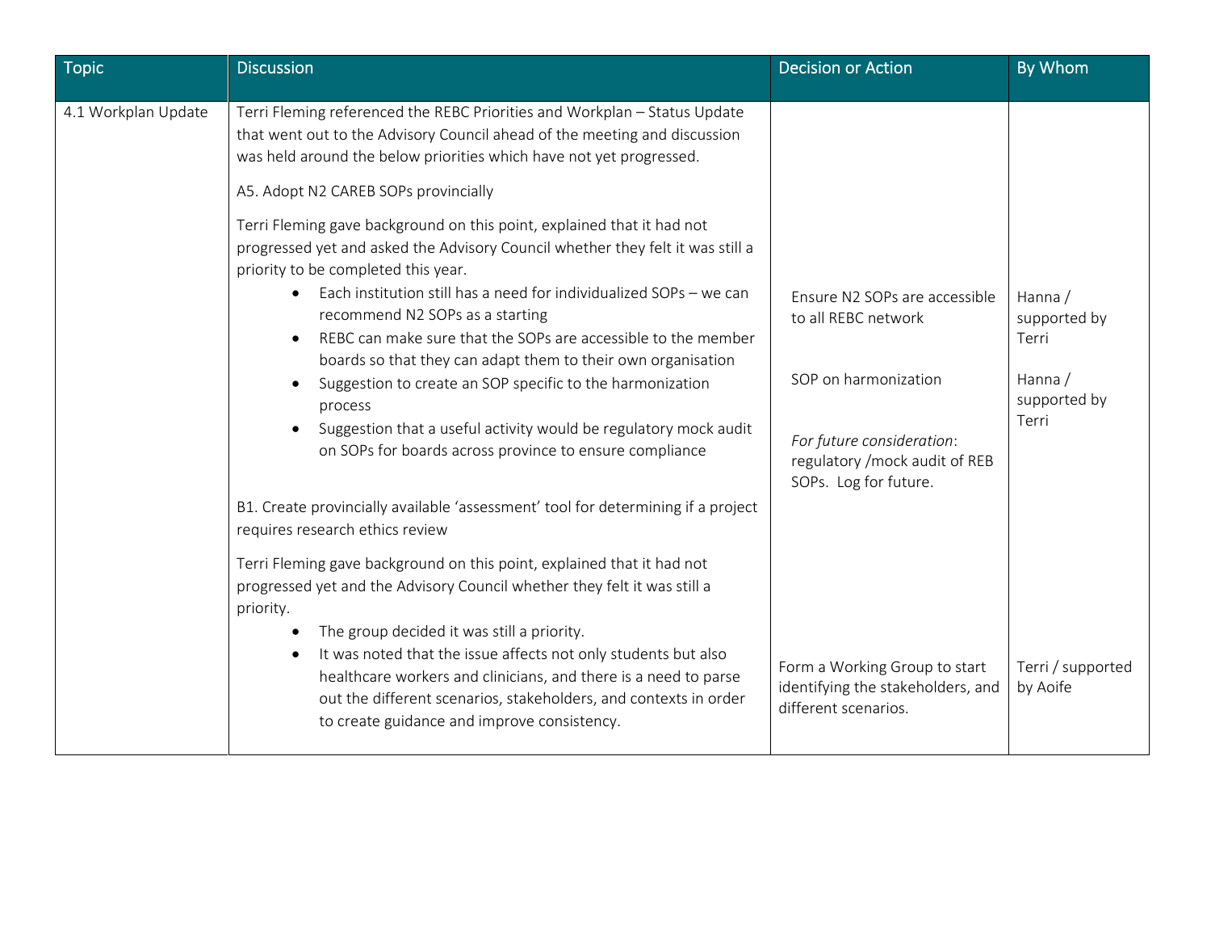| Topic | Discussion | Decision or Action | By Whom |
|---|---|---|---|
| 4.1 Workplan Update | Terri Fleming referenced the REBC Priorities and Workplan – Status Update that went out to the Advisory Council ahead of the meeting and discussion was held around the below priorities which have not yet progressed.<br><br>A5. Adopt N2 CAREB SOPs provincially<br><br>Terri Fleming gave background on this point, explained that it had not progressed yet and asked the Advisory Council whether they felt it was still a priority to be completed this year.<br>• Each institution still has a need for individualized SOPs – we can recommend N2 SOPs as a starting<br>• REBC can make sure that the SOPs are accessible to the member boards so that they can adapt them to their own organisation<br>• Suggestion to create an SOP specific to the harmonization process<br>• Suggestion that a useful activity would be regulatory mock audit on SOPs for boards across province to ensure compliance | Ensure N2 SOPs are accessible to all REBC network<br><br>SOP on harmonization<br><br>*For future consideration*: regulatory /mock audit of REB SOPs. Log for future. | Hanna / supported by Terri<br><br>Hanna / supported by Terri |
| | B1. Create provincially available 'assessment' tool for determining if a project requires research ethics review<br><br>Terri Fleming gave background on this point, explained that it had not progressed yet and the Advisory Council whether they felt it was still a priority.<br>• The group decided it was still a priority.<br>• It was noted that the issue affects not only students but also healthcare workers and clinicians, and there is a need to parse out the different scenarios, stakeholders, and contexts in order to create guidance and improve consistency. | Form a Working Group to start identifying the stakeholders, and different scenarios. | Terri / supported by Aoife |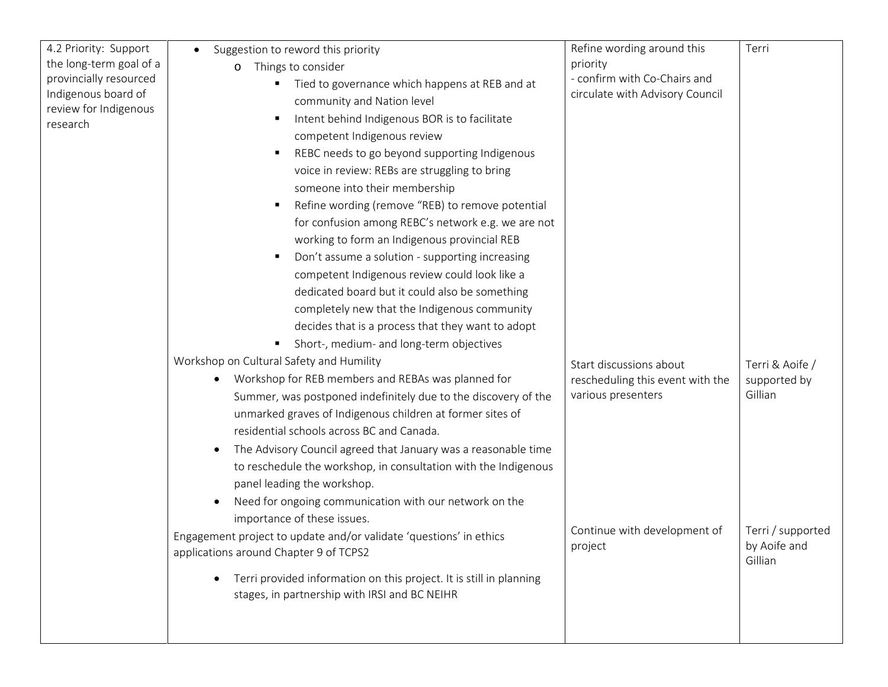| | | | |
|---|---|---|---|
| 4.2 Priority: Support the long-term goal of a provincially resourced Indigenous board of review for Indigenous research | • Suggestion to reword this priority<br>o Things to consider<br>▪ Tied to governance which happens at REB and at community and Nation level<br>▪ Intent behind Indigenous BOR is to facilitate competent Indigenous review<br>▪ REBC needs to go beyond supporting Indigenous voice in review: REBs are struggling to bring someone into their membership<br>▪ Refine wording (remove "REB) to remove potential for confusion among REBC's network e.g. we are not working to form an Indigenous provincial REB<br>▪ Don't assume a solution - supporting increasing competent Indigenous review could look like a dedicated board but it could also be something completely new that the Indigenous community decides that is a process that they want to adopt<br>▪ Short-, medium- and long-term objectives | Refine wording around this priority<br>- confirm with Co-Chairs and circulate with Advisory Council | Terri |
| | Workshop on Cultural Safety and Humility<br>• Workshop for REB members and REBAs was planned for Summer, was postponed indefinitely due to the discovery of the unmarked graves of Indigenous children at former sites of residential schools across BC and Canada.<br>• The Advisory Council agreed that January was a reasonable time to reschedule the workshop, in consultation with the Indigenous panel leading the workshop.<br>• Need for ongoing communication with our network on the importance of these issues. | Start discussions about rescheduling this event with the various presenters | Terri & Aoife / supported by Gillian |
| | Engagement project to update and/or validate 'questions' in ethics applications around Chapter 9 of TCPS2<br>• Terri provided information on this project. It is still in planning stages, in partnership with IRSI and BC NEIHR | Continue with development of project | Terri / supported by Aoife and Gillian |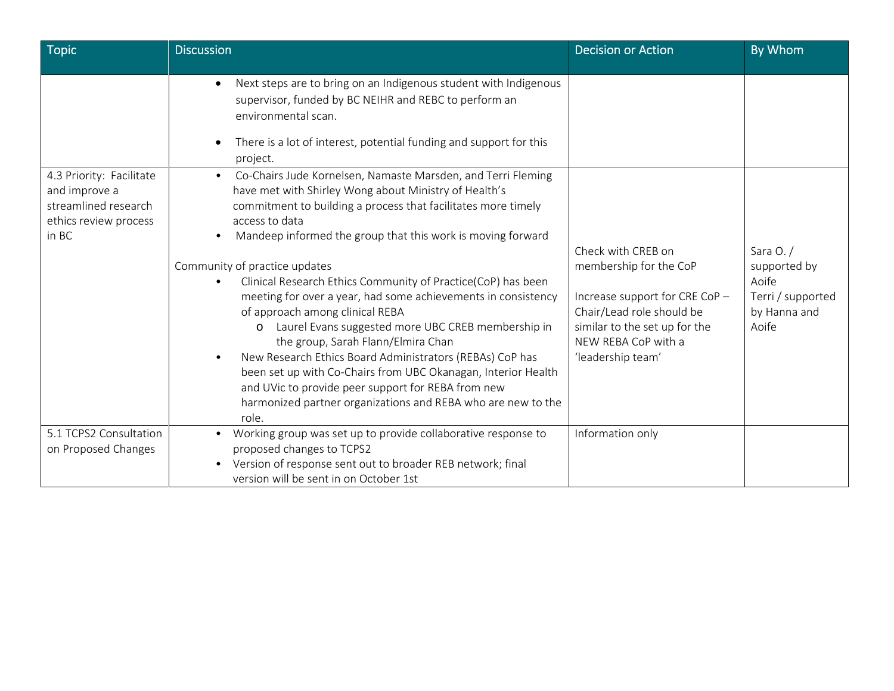| Topic | Discussion | Decision or Action | By Whom |
|---|---|---|---|
| | • Next steps are to bring on an Indigenous student with Indigenous supervisor, funded by BC NEIHR and REBC to perform an environmental scan.<br>• There is a lot of interest, potential funding and support for this project. | | |
| 4.3 Priority: Facilitate and improve a streamlined research ethics review process in BC | • Co-Chairs Jude Kornelsen, Namaste Marsden, and Terri Fleming have met with Shirley Wong about Ministry of Health's commitment to building a process that facilitates more timely access to data<br>• Mandeep informed the group that this work is moving forward<br><br>Community of practice updates<br>• Clinical Research Ethics Community of Practice(CoP) has been meeting for over a year, had some achievements in consistency of approach among clinical REBA<br>  o Laurel Evans suggested more UBC CREB membership in the group, Sarah Flann/Elmira Chan<br>• New Research Ethics Board Administrators (REBAs) CoP has been set up with Co-Chairs from UBC Okanagan, Interior Health and UVic to provide peer support for REBA from new harmonized partner organizations and REBA who are new to the role. | Check with CREB on membership for the CoP<br><br>Increase support for CRE CoP – Chair/Lead role should be similar to the set up for the NEW REBA CoP with a 'leadership team' | Sara O. / supported by Aoife<br>Terri / supported by Hanna and Aoife |
| 5.1 TCPS2 Consultation on Proposed Changes | • Working group was set up to provide collaborative response to proposed changes to TCPS2<br>• Version of response sent out to broader REB network; final version will be sent in on October 1st | Information only | |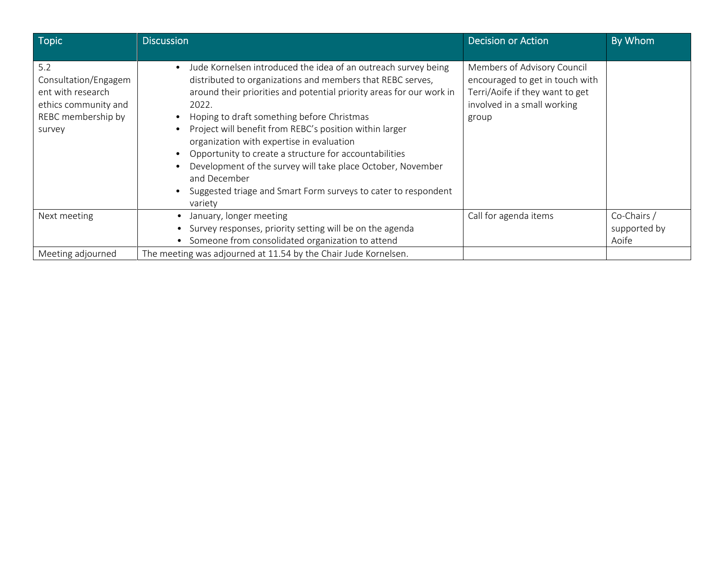| Topic | Discussion | Decision or Action | By Whom |
| --- | --- | --- | --- |
| 5.2 Consultation/Engagement with research ethics community and REBC membership by survey | • Jude Kornelsen introduced the idea of an outreach survey being distributed to organizations and members that REBC serves, around their priorities and potential priority areas for our work in 2022.<br>• Hoping to draft something before Christmas<br>• Project will benefit from REBC's position within larger organization with expertise in evaluation<br>• Opportunity to create a structure for accountabilities<br>• Development of the survey will take place October, November and December<br>• Suggested triage and Smart Form surveys to cater to respondent variety | Members of Advisory Council encouraged to get in touch with Terri/Aoife if they want to get involved in a small working group | |
| Next meeting | • January, longer meeting<br>• Survey responses, priority setting will be on the agenda<br>• Someone from consolidated organization to attend | Call for agenda items | Co-Chairs / supported by Aoife |
| Meeting adjourned | The meeting was adjourned at 11.54 by the Chair Jude Kornelsen. | | |